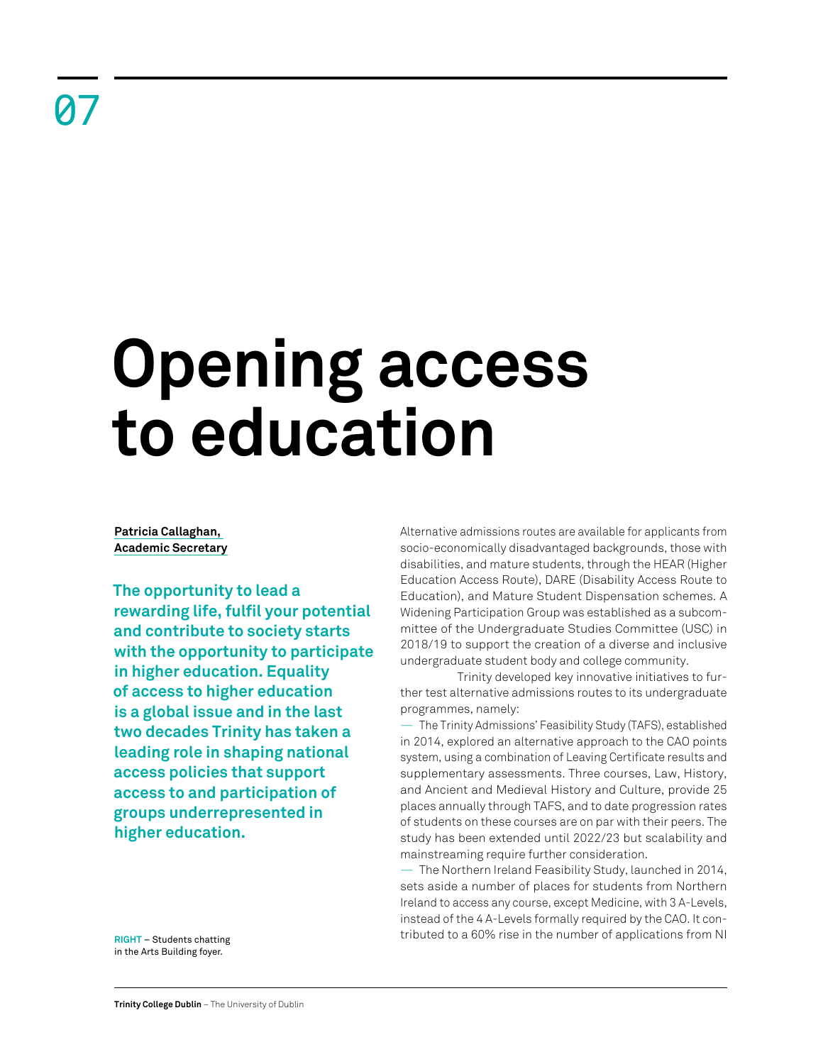07

# Opening access to education

**Patricia Callaghan, Academic Secretary**

**The opportunity to lead a rewarding life, fulfil your potential and contribute to society starts with the opportunity to participate in higher education. Equality of access to higher education is a global issue and in the last two decades Trinity has taken a leading role in shaping national access policies that support access to and participation of groups underrepresented in higher education.**

**RIGHT** – Students chatting in the Arts Building foyer.

Alternative admissions routes are available for applicants from socio-economically disadvantaged backgrounds, those with disabilities, and mature students, through the HEAR (Higher Education Access Route), DARE (Disability Access Route to Education), and Mature Student Dispensation schemes. A Widening Participation Group was established as a subcommittee of the Undergraduate Studies Committee (USC) in 2018/19 to support the creation of a diverse and inclusive undergraduate student body and college community.

Trinity developed key innovative initiatives to further test alternative admissions routes to its undergraduate programmes, namely:

— The Trinity Admissions' Feasibility Study (TAFS), established in 2014, explored an alternative approach to the CAO points system, using a combination of Leaving Certificate results and supplementary assessments. Three courses, Law, History, and Ancient and Medieval History and Culture, provide 25 places annually through TAFS, and to date progression rates of students on these courses are on par with their peers. The study has been extended until 2022/23 but scalability and mainstreaming require further consideration.

— The Northern Ireland Feasibility Study, launched in 2014, sets aside a number of places for students from Northern Ireland to access any course, except Medicine, with 3 A-Levels, instead of the 4 A-Levels formally required by the CAO. It contributed to a 60% rise in the number of applications from NI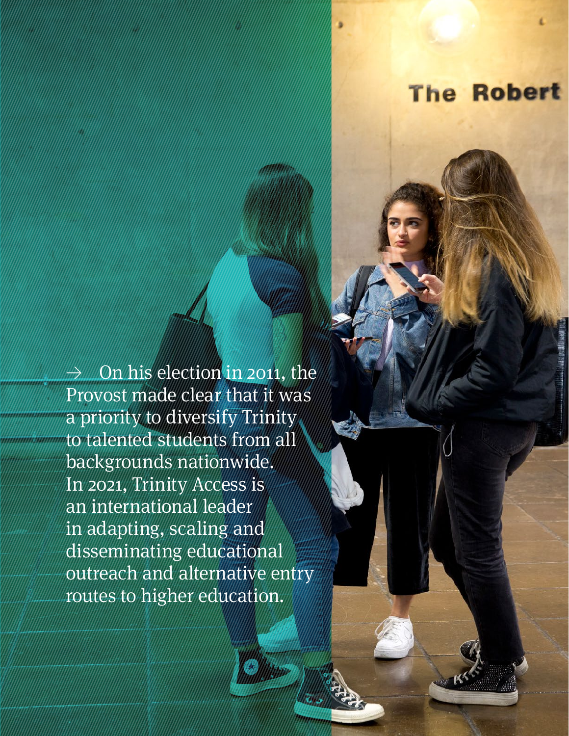→ On his election in 2011, the Provost made clear that it was a priority to diversify Trinity to talented students from all backgrounds nationwide. In 2021, Trinity Access is an international leader in adapting, scaling and disseminating educational outreach and alternative entry routes to higher education.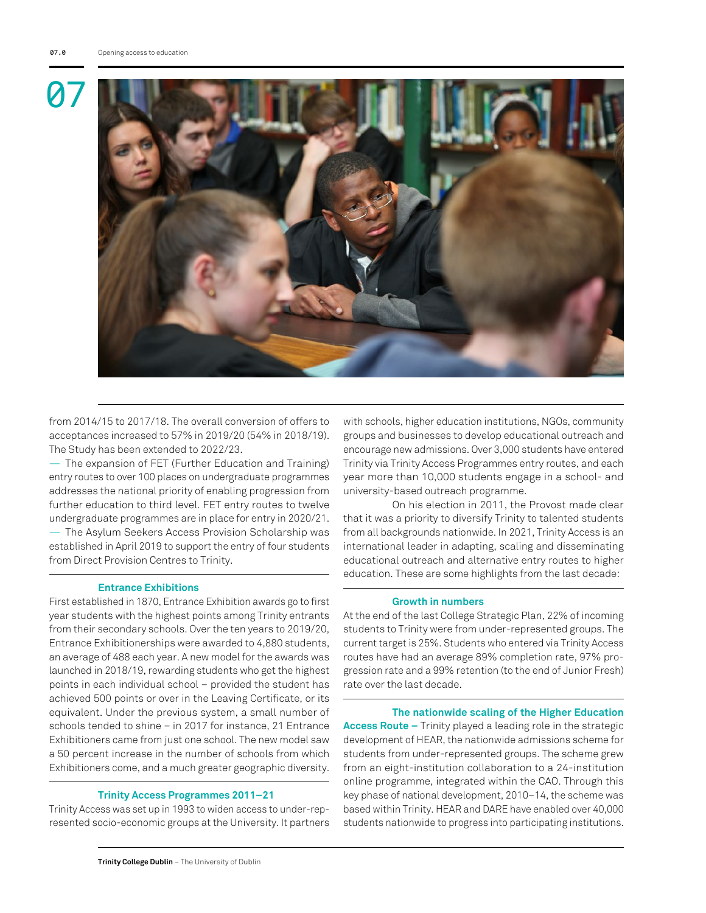from 2014/15 to 2017/18. The overall conversion of offers to acceptances increased to 57% in 2019/20 (54% in 2018/19). The Study has been extended to 2022/23.

— The expansion of FET (Further Education and Training) entry routes to over 100 places on undergraduate programmes addresses the national priority of enabling progression from further education to third level. FET entry routes to twelve undergraduate programmes are in place for entry in 2020/21.

— The Asylum Seekers Access Provision Scholarship was established in April 2019 to support the entry of four students from Direct Provision Centres to Trinity.

### Entrance Exhibitions

First established in 1870, Entrance Exhibition awards go to first year students with the highest points among Trinity entrants from their secondary schools. Over the ten years to 2019/20, Entrance Exhibitionerships were awarded to 4,880 students, an average of 488 each year. A new model for the awards was launched in 2018/19, rewarding students who get the highest points in each individual school – provided the student has achieved 500 points or over in the Leaving Certificate, or its equivalent. Under the previous system, a small number of schools tended to shine – in 2017 for instance, 21 Entrance Exhibitioners came from just one school. The new model saw a 50 percent increase in the number of schools from which Exhibitioners come, and a much greater geographic diversity.

### Trinity Access Programmes 2011–21

Trinity Access was set up in 1993 to widen access to under-represented socio-economic groups at the University. It partners with schools, higher education institutions, NGOs, community groups and businesses to develop educational outreach and encourage new admissions. Over 3,000 students have entered Trinity via Trinity Access Programmes entry routes, and each year more than 10,000 students engage in a school- and university-based outreach programme.

On his election in 2011, the Provost made clear that it was a priority to diversify Trinity to talented students from all backgrounds nationwide. In 2021, Trinity Access is an international leader in adapting, scaling and disseminating educational outreach and alternative entry routes to higher education. These are some highlights from the last decade:

### Growth in numbers

At the end of the last College Strategic Plan, 22% of incoming students to Trinity were from under-represented groups. The current target is 25%. Students who entered via Trinity Access routes have had an average 89% completion rate, 97% progression rate and a 99% retention (to the end of Junior Fresh) rate over the last decade.

**The nationwide scaling of the Higher Education Access Route –** Trinity played a leading role in the strategic development of HEAR, the nationwide admissions scheme for students from under-represented groups. The scheme grew from an eight-institution collaboration to a 24-institution online programme, integrated within the CAO. Through this key phase of national development, 2010–14, the scheme was based within Trinity. HEAR and DARE have enabled over 40,000 students nationwide to progress into participating institutions.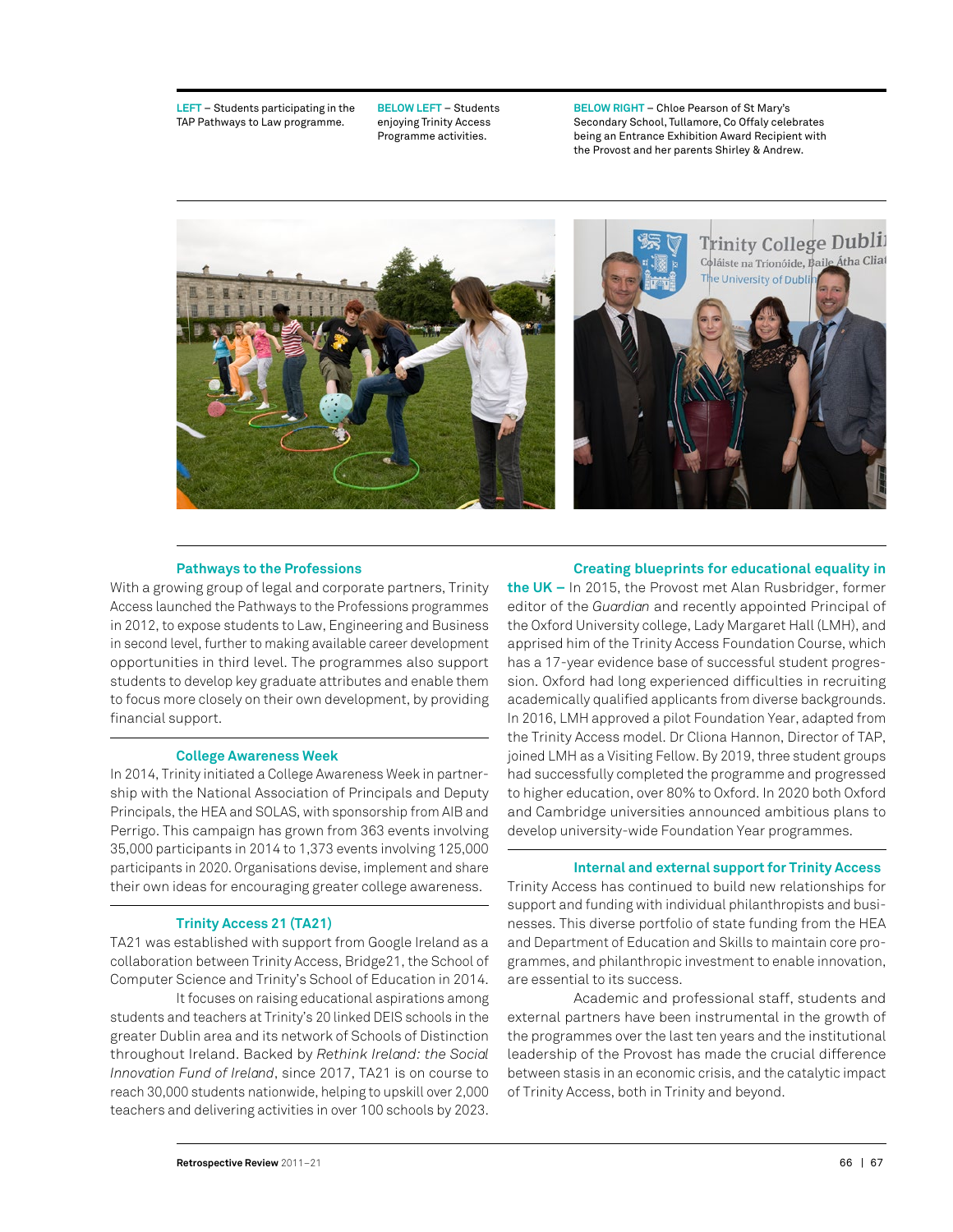**LEFT** – Students participating in the TAP Pathways to Law programme.

**BELOW LEFT** – Students enjoying Trinity Access Programme activities.

**BELOW RIGHT** – Chloe Pearson of St Mary's Secondary School, Tullamore, Co Offaly celebrates being an Entrance Exhibition Award Recipient with the Provost and her parents Shirley & Andrew.

### Pathways to the Professions

With a growing group of legal and corporate partners, Trinity Access launched the Pathways to the Professions programmes in 2012, to expose students to Law, Engineering and Business in second level, further to making available career development opportunities in third level. The programmes also support students to develop key graduate attributes and enable them to focus more closely on their own development, by providing financial support.

### College Awareness Week

In 2014, Trinity initiated a College Awareness Week in partnership with the National Association of Principals and Deputy Principals, the HEA and SOLAS, with sponsorship from AIB and Perrigo. This campaign has grown from 363 events involving 35,000 participants in 2014 to 1,373 events involving 125,000 participants in 2020. Organisations devise, implement and share their own ideas for encouraging greater college awareness.

### Trinity Access 21 (TA21)

TA21 was established with support from Google Ireland as a collaboration between Trinity Access, Bridge21, the School of Computer Science and Trinity's School of Education in 2014.

It focuses on raising educational aspirations among students and teachers at Trinity's 20 linked DEIS schools in the greater Dublin area and its network of Schools of Distinction throughout Ireland. Backed by *Rethink Ireland: the Social Innovation Fund of Ireland*, since 2017, TA21 is on course to reach 30,000 students nationwide, helping to upskill over 2,000 teachers and delivering activities in over 100 schools by 2023.

**Creating blueprints for educational equality in the UK –** In 2015, the Provost met Alan Rusbridger, former editor of the *Guardian* and recently appointed Principal of the Oxford University college, Lady Margaret Hall (LMH), and apprised him of the Trinity Access Foundation Course, which has a 17-year evidence base of successful student progression. Oxford had long experienced difficulties in recruiting academically qualified applicants from diverse backgrounds. In 2016, LMH approved a pilot Foundation Year, adapted from the Trinity Access model. Dr Cliona Hannon, Director of TAP, joined LMH as a Visiting Fellow. By 2019, three student groups had successfully completed the programme and progressed to higher education, over 80% to Oxford. In 2020 both Oxford and Cambridge universities announced ambitious plans to develop university-wide Foundation Year programmes.

### Internal and external support for Trinity Access

Trinity Access has continued to build new relationships for support and funding with individual philanthropists and businesses. This diverse portfolio of state funding from the HEA and Department of Education and Skills to maintain core programmes, and philanthropic investment to enable innovation, are essential to its success.

Academic and professional staff, students and external partners have been instrumental in the growth of the programmes over the last ten years and the institutional leadership of the Provost has made the crucial difference between stasis in an economic crisis, and the catalytic impact of Trinity Access, both in Trinity and beyond.